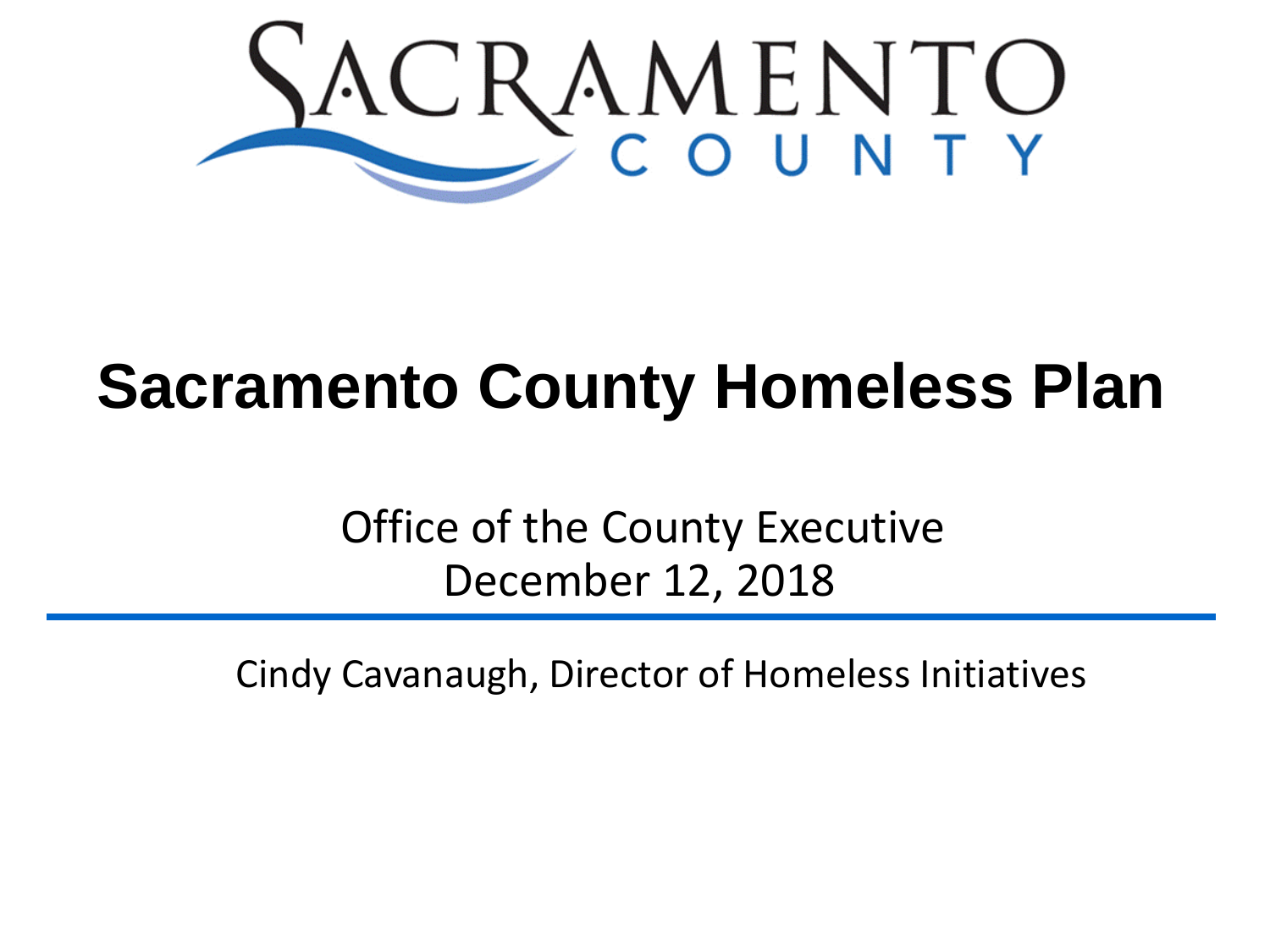SACRAMENTO COUNTY

# Sacramento County Homeless Plan

Office of the County Executive
December 12, 2018

---

Cindy Cavanaugh, Director of Homeless Initiatives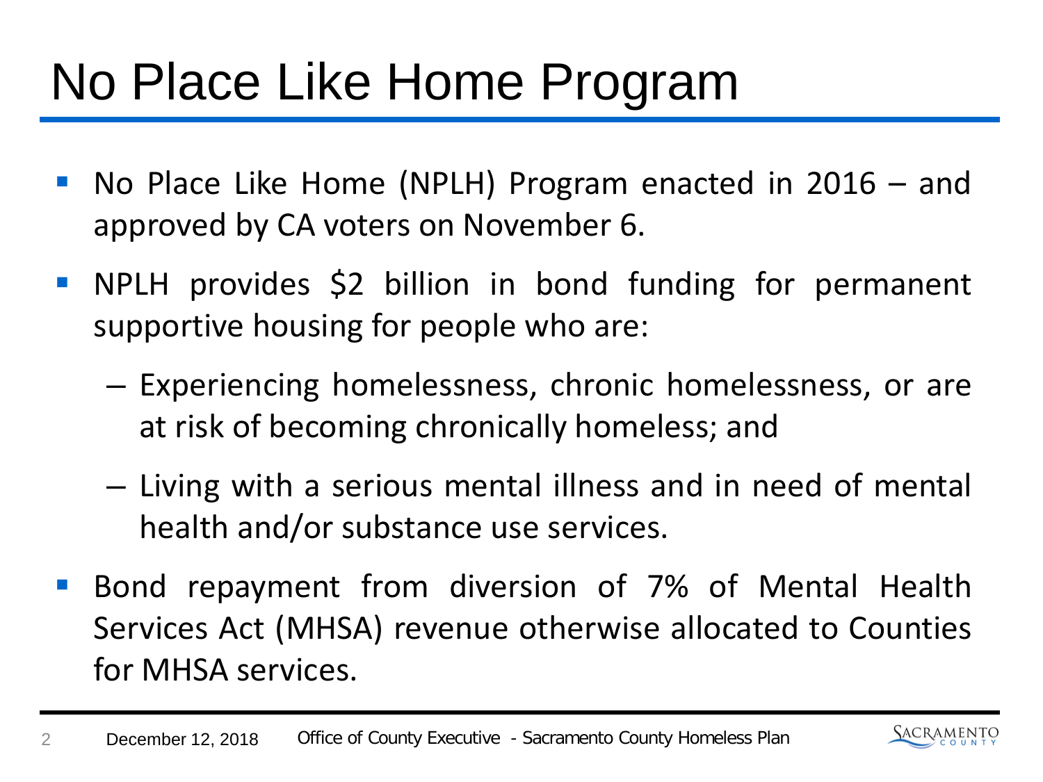# No Place Like Home Program

- No Place Like Home (NPLH) Program enacted in 2016 – and approved by CA voters on November 6.
- NPLH provides $2 billion in bond funding for permanent supportive housing for people who are:
  - Experiencing homelessness, chronic homelessness, or are at risk of becoming chronically homeless; and
  - Living with a serious mental illness and in need of mental health and/or substance use services.
- Bond repayment from diversion of 7% of Mental Health Services Act (MHSA) revenue otherwise allocated to Counties for MHSA services.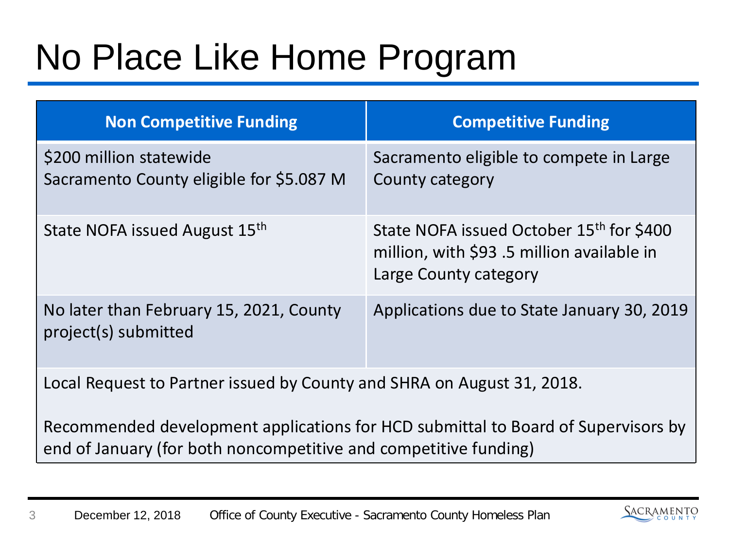# No Place Like Home Program

| Non Competitive Funding | Competitive Funding |
| --- | --- |
| $200 million statewide<br>Sacramento County eligible for $5.087 M | Sacramento eligible to compete in Large County category |
| State NOFA issued August 15th | State NOFA issued October 15th for $400 million, with $93 .5 million available in Large County category |
| No later than February 15, 2021, County project(s) submitted | Applications due to State January 30, 2019 |
| Local Request to Partner issued by County and SHRA on August 31, 2018.<br><br>Recommended development applications for HCD submittal to Board of Supervisors by end of January (for both noncompetitive and competitive funding) | |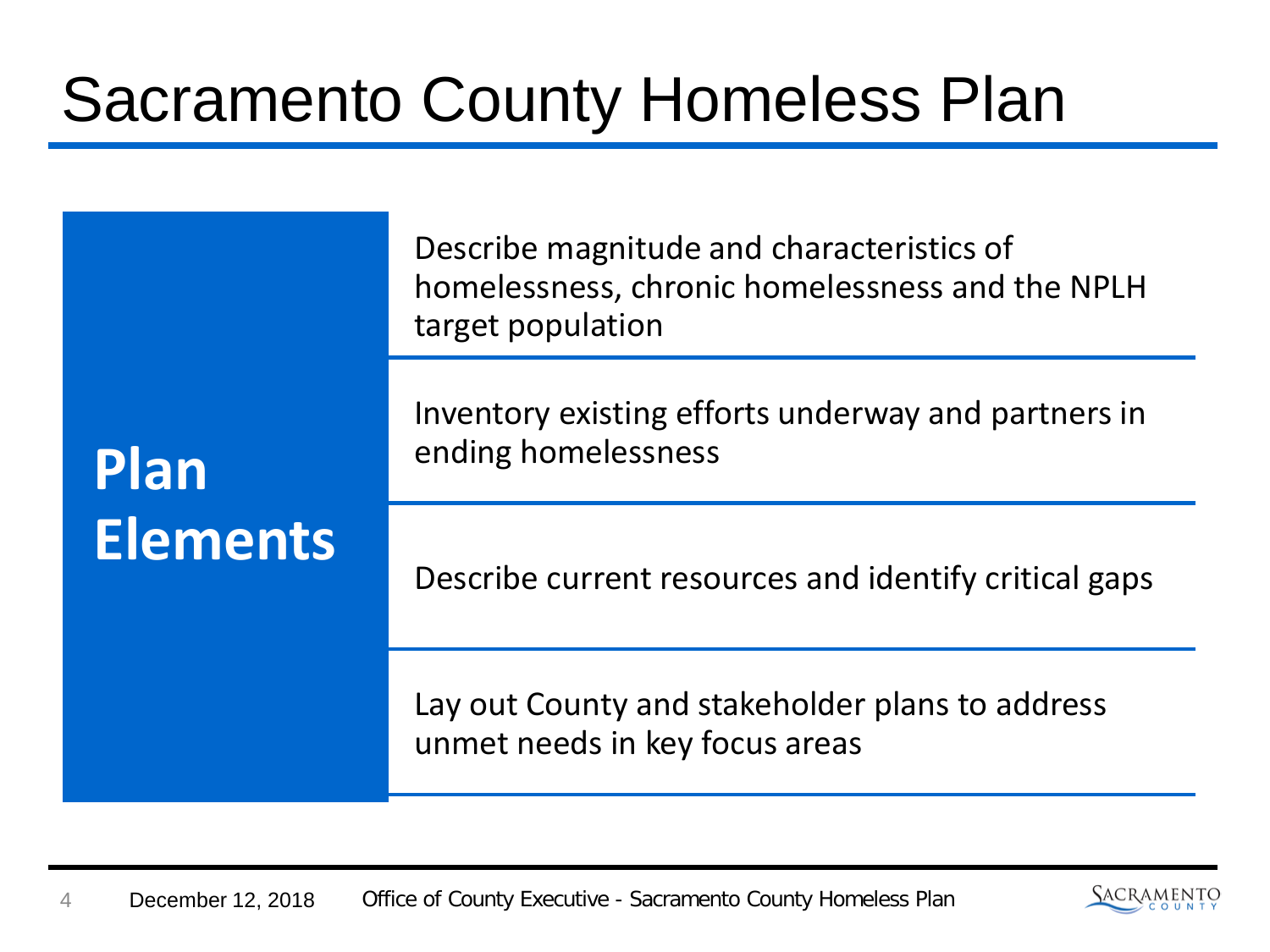# Sacramento County Homeless Plan

## Plan Elements

- Describe magnitude and characteristics of homelessness, chronic homelessness and the NPLH target population
- Inventory existing efforts underway and partners in ending homelessness
- Describe current resources and identify critical gaps
- Lay out County and stakeholder plans to address unmet needs in key focus areas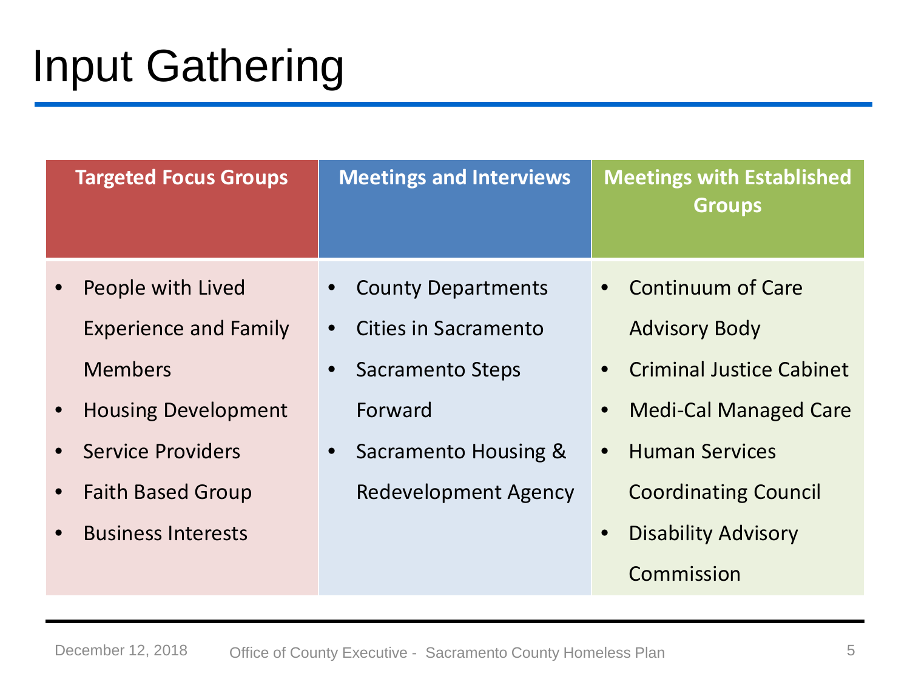# Input Gathering

| Targeted Focus Groups | Meetings and Interviews | Meetings with Established Groups |
|---|---|---|
| • People with Lived Experience and Family Members<br>• Housing Development<br>• Service Providers<br>• Faith Based Group<br>• Business Interests | • County Departments<br>• Cities in Sacramento<br>• Sacramento Steps Forward<br>• Sacramento Housing & Redevelopment Agency | • Continuum of Care Advisory Body<br>• Criminal Justice Cabinet<br>• Medi-Cal Managed Care<br>• Human Services Coordinating Council<br>• Disability Advisory Commission |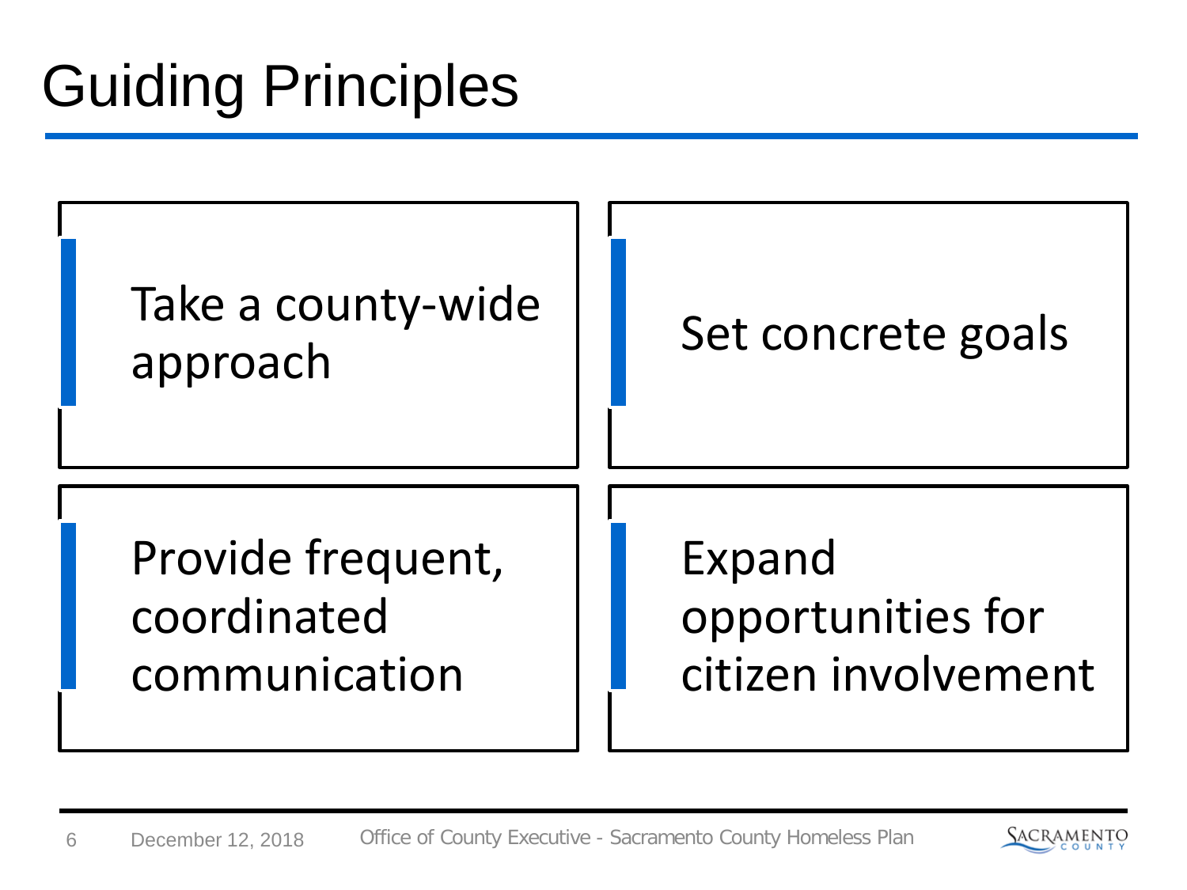# Guiding Principles

- Take a county-wide approach
- Set concrete goals
- Provide frequent, coordinated communication
- Expand opportunities for citizen involvement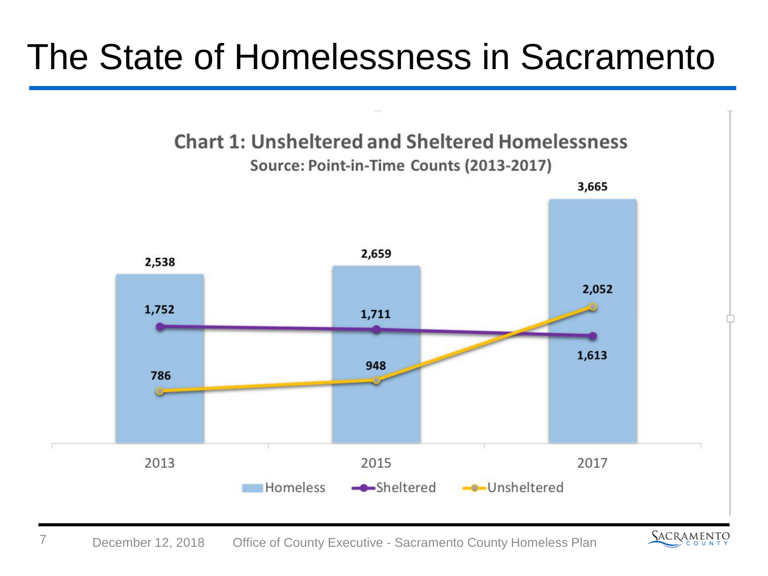# The State of Homelessness in Sacramento

**Chart 1: Unsheltered and Sheltered Homelessness**

**Source: Point-in-Time Counts (2013-2017)**

| | 2013 | 2015 | 2017 |
|---|---|---|---|
| Homeless | 2,538 | 2,659 | 3,665 |
| Sheltered | 1,752 | 1,711 | 1,613 |
| Unsheltered | 786 | 948 | 2,052 |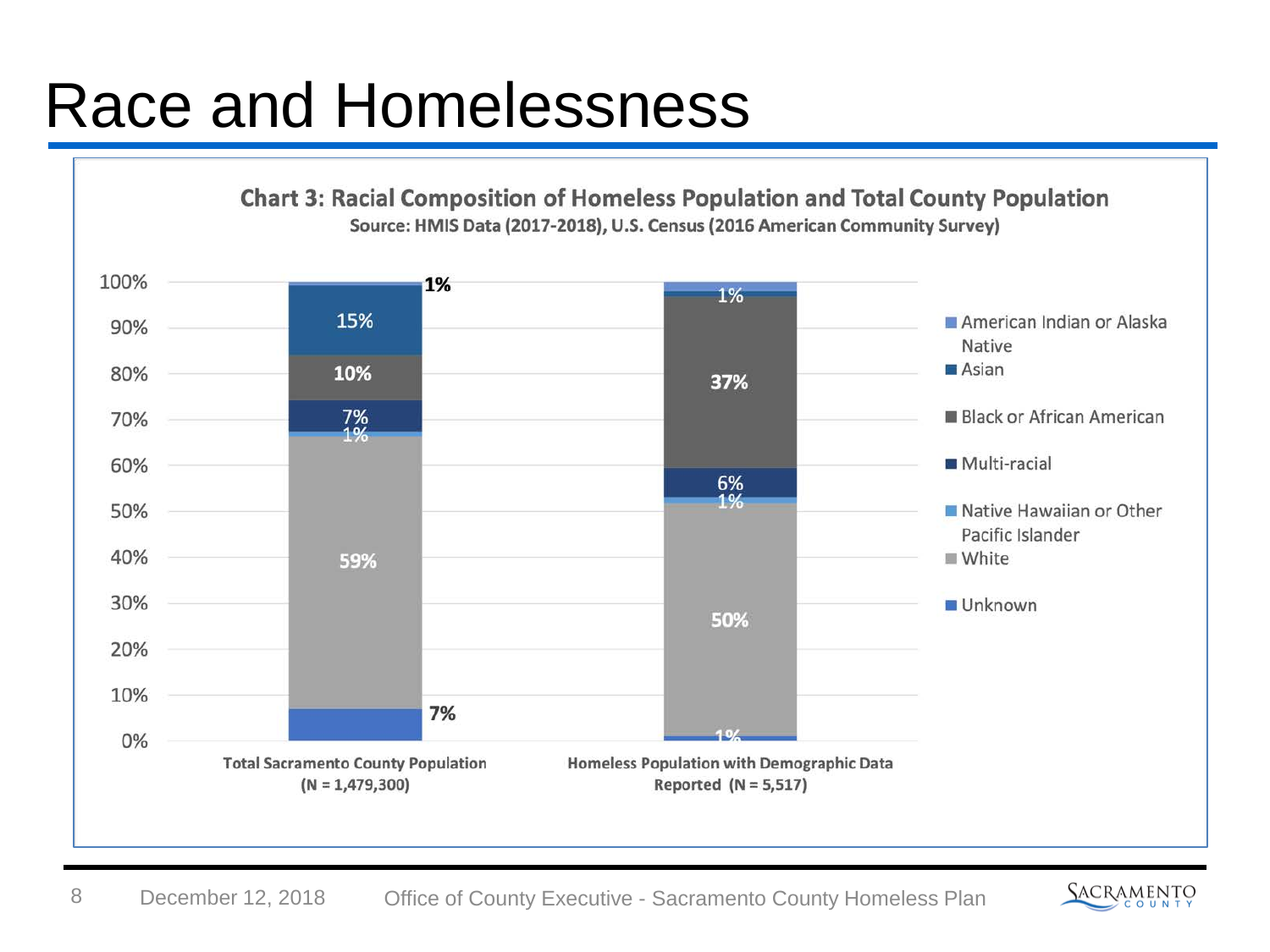# Race and Homelessness

**Chart 3: Racial Composition of Homeless Population and Total County Population**

**Source: HMIS Data (2017-2018), U.S. Census (2016 American Community Survey)**

| | Total Sacramento County Population (N = 1,479,300) | Homeless Population with Demographic Data Reported (N = 5,517) |
|---|---|---|
| American Indian or Alaska Native | 1% | 1% |
| Asian | 15% | |
| Black or African American | 10% | 37% |
| Multi-racial | 7% | 6% |
| Native Hawaiian or Other Pacific Islander | 1% | 1% |
| White | 59% | 50% |
| Unknown | 7% | 1% |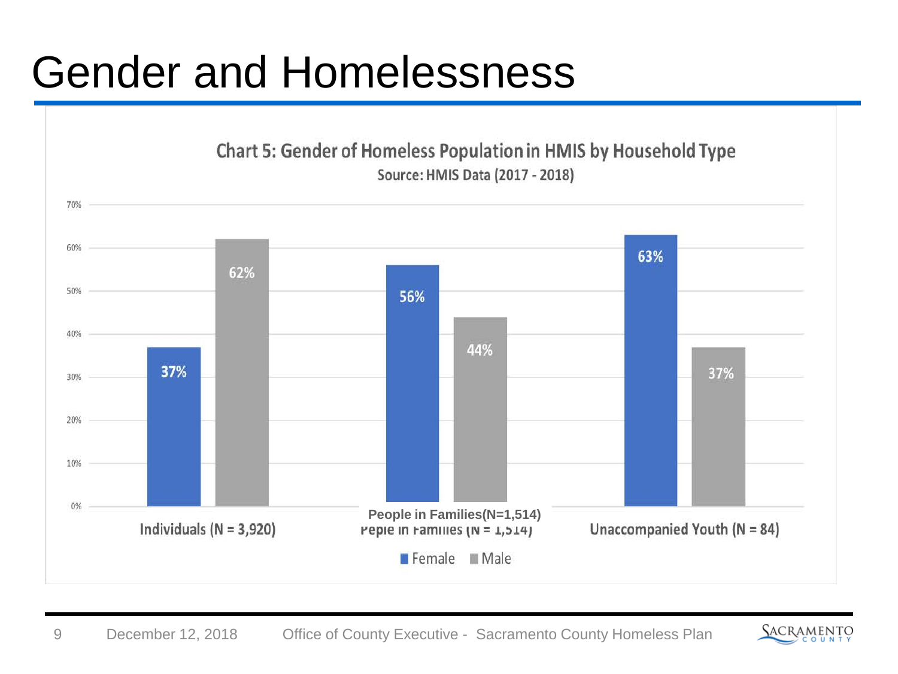# Gender and Homelessness

**Chart 5: Gender of Homeless Population in HMIS by Household Type**

Source: HMIS Data (2017 - 2018)

| | Female | Male |
|---|---|---|
| Individuals (N = 3,920) | 37% | 62% |
| People in Families(N=1,514) | 56% | 44% |
| Unaccompanied Youth (N = 84) | 63% | 37% |

December 12, 2018 — Office of County Executive - Sacramento County Homeless Plan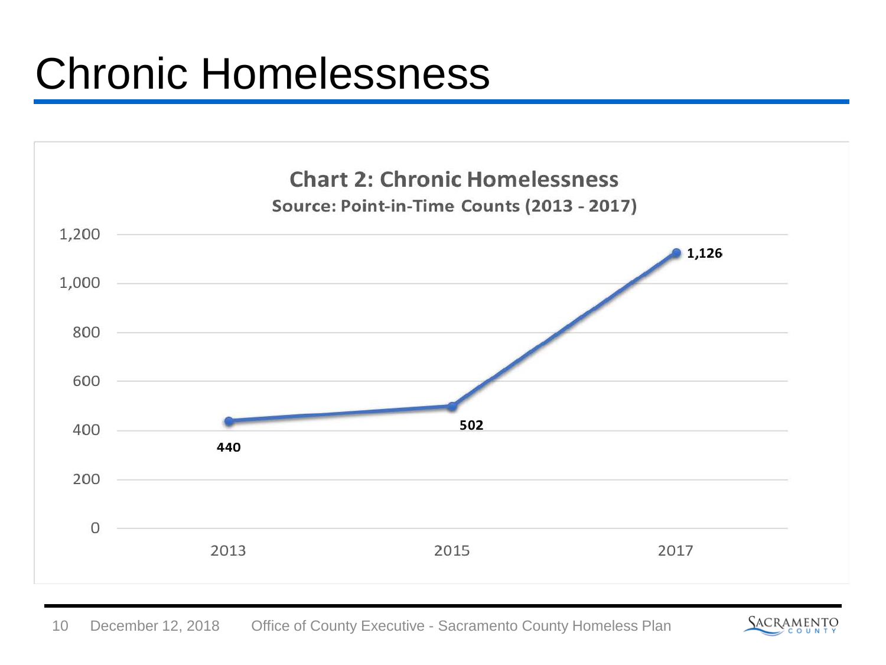# Chronic Homelessness

**Chart 2: Chronic Homelessness**

**Source: Point-in-Time Counts (2013 - 2017)**

| Year | Count |
|---|---|
| 2013 | 440 |
| 2015 | 502 |
| 2017 | 1,126 |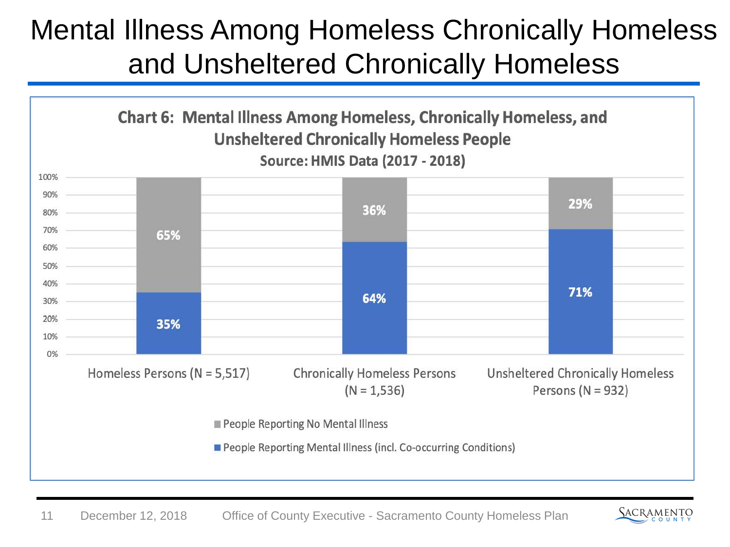# Mental Illness Among Homeless Chronically Homeless and Unsheltered Chronically Homeless

**Chart 6: Mental Illness Among Homeless, Chronically Homeless, and Unsheltered Chronically Homeless People**

**Source: HMIS Data (2017 - 2018)**

| | Homeless Persons (N = 5,517) | Chronically Homeless Persons (N = 1,536) | Unsheltered Chronically Homeless Persons (N = 932) |
|---|---|---|---|
| People Reporting No Mental Illness | 65% | 36% | 29% |
| People Reporting Mental Illness (incl. Co-occurring Conditions) | 35% | 64% | 71% |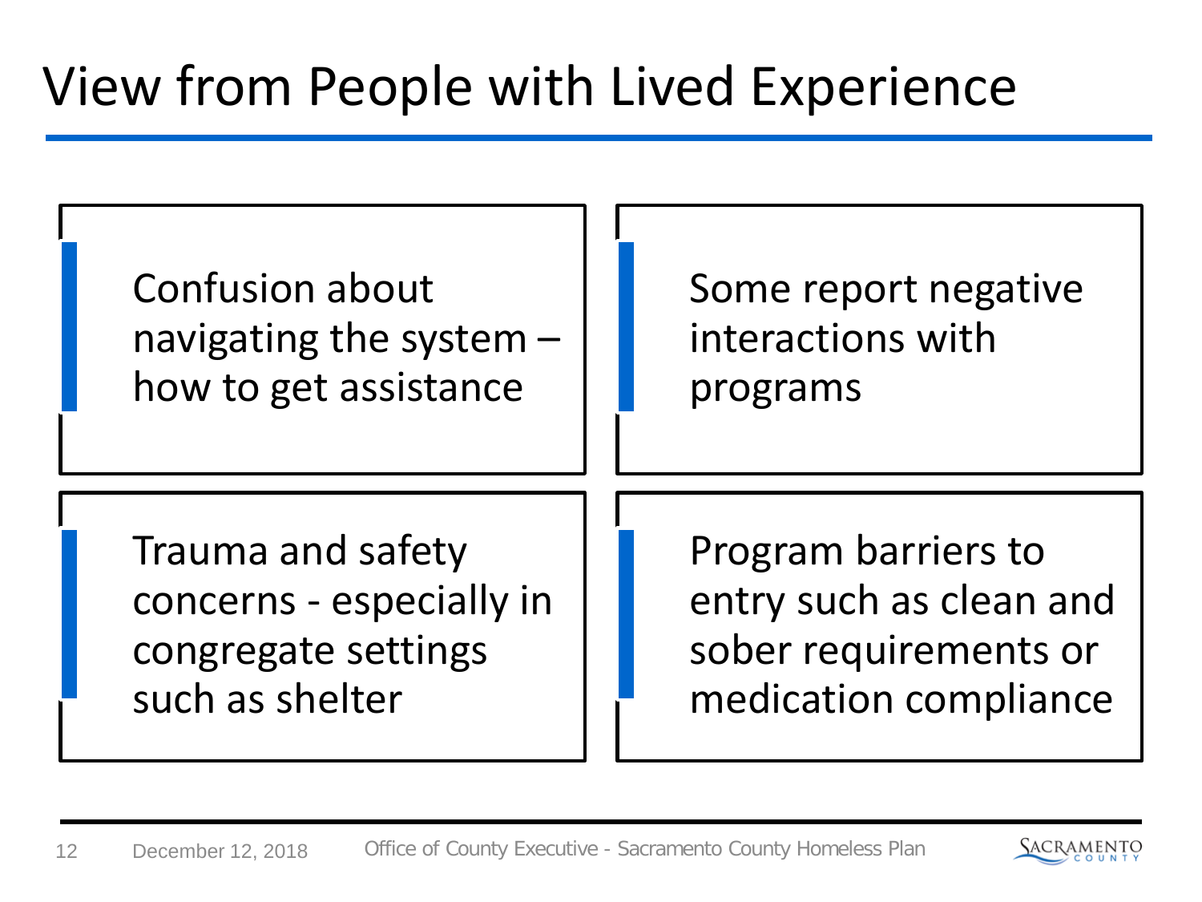# View from People with Lived Experience

- Confusion about navigating the system – how to get assistance
- Some report negative interactions with programs
- Trauma and safety concerns - especially in congregate settings such as shelter
- Program barriers to entry such as clean and sober requirements or medication compliance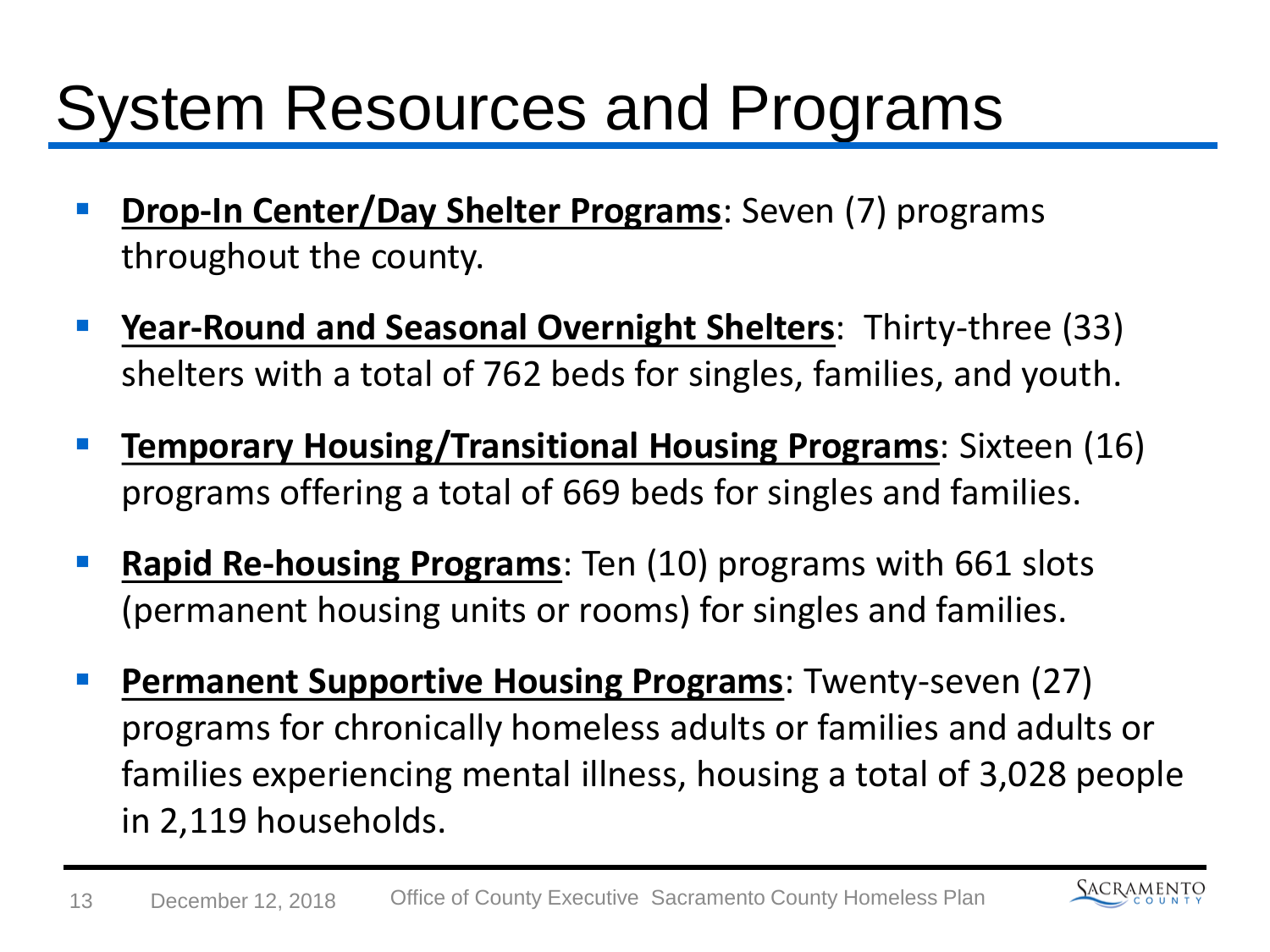# System Resources and Programs

- **Drop-In Center/Day Shelter Programs**: Seven (7) programs throughout the county.
- **Year-Round and Seasonal Overnight Shelters**: Thirty-three (33) shelters with a total of 762 beds for singles, families, and youth.
- **Temporary Housing/Transitional Housing Programs**: Sixteen (16) programs offering a total of 669 beds for singles and families.
- **Rapid Re-housing Programs**: Ten (10) programs with 661 slots (permanent housing units or rooms) for singles and families.
- **Permanent Supportive Housing Programs**: Twenty-seven (27) programs for chronically homeless adults or families and adults or families experiencing mental illness, housing a total of 3,028 people in 2,119 households.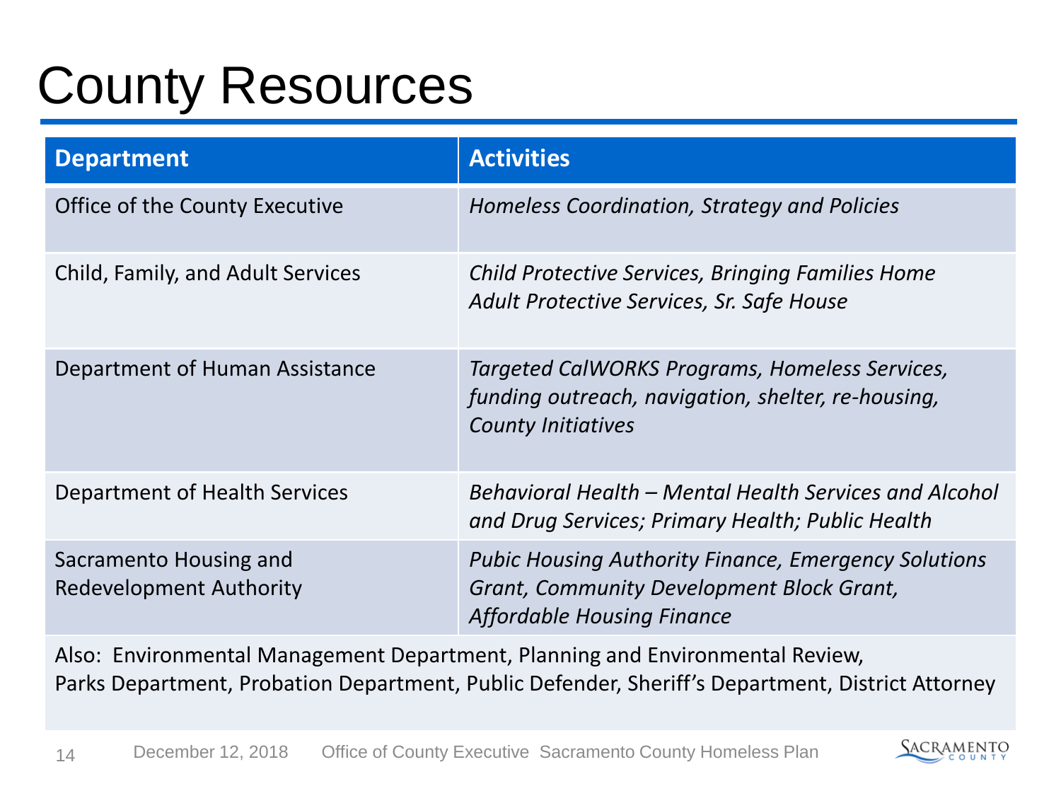# County Resources

| Department | Activities |
| --- | --- |
| Office of the County Executive | *Homeless Coordination, Strategy and Policies* |
| Child, Family, and Adult Services | *Child Protective Services, Bringing Families Home Adult Protective Services, Sr. Safe House* |
| Department of Human Assistance | *Targeted CalWORKS Programs, Homeless Services, funding outreach, navigation, shelter, re-housing, County Initiatives* |
| Department of Health Services | *Behavioral Health – Mental Health Services and Alcohol and Drug Services; Primary Health; Public Health* |
| Sacramento Housing and Redevelopment Authority | *Pubic Housing Authority Finance, Emergency Solutions Grant, Community Development Block Grant, Affordable Housing Finance* |

Also: Environmental Management Department, Planning and Environmental Review, Parks Department, Probation Department, Public Defender, Sheriff's Department, District Attorney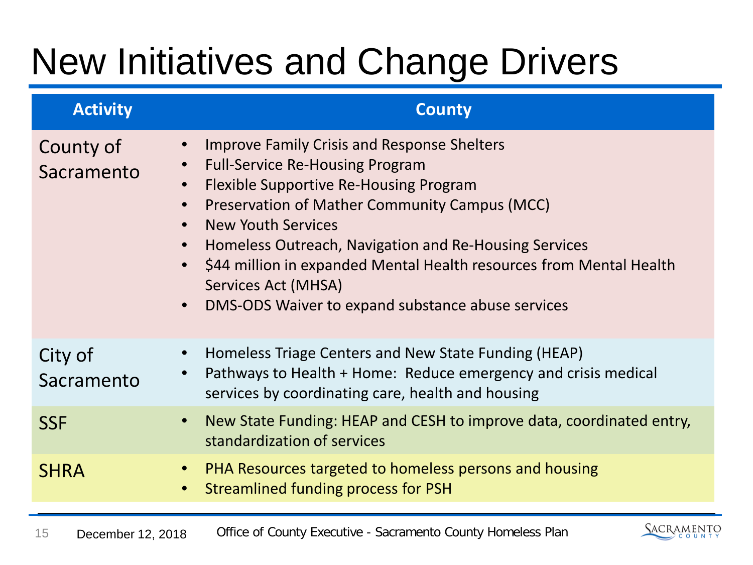# New Initiatives and Change Drivers

| Activity | County |
| --- | --- |
| County of Sacramento | • Improve Family Crisis and Response Shelters<br>• Full-Service Re-Housing Program<br>• Flexible Supportive Re-Housing Program<br>• Preservation of Mather Community Campus (MCC)<br>• New Youth Services<br>• Homeless Outreach, Navigation and Re-Housing Services<br>• $44 million in expanded Mental Health resources from Mental Health Services Act (MHSA)<br>• DMS-ODS Waiver to expand substance abuse services |
| City of Sacramento | • Homeless Triage Centers and New State Funding (HEAP)<br>• Pathways to Health + Home: Reduce emergency and crisis medical services by coordinating care, health and housing |
| SSF | • New State Funding: HEAP and CESH to improve data, coordinated entry, standardization of services |
| SHRA | • PHA Resources targeted to homeless persons and housing<br>• Streamlined funding process for PSH |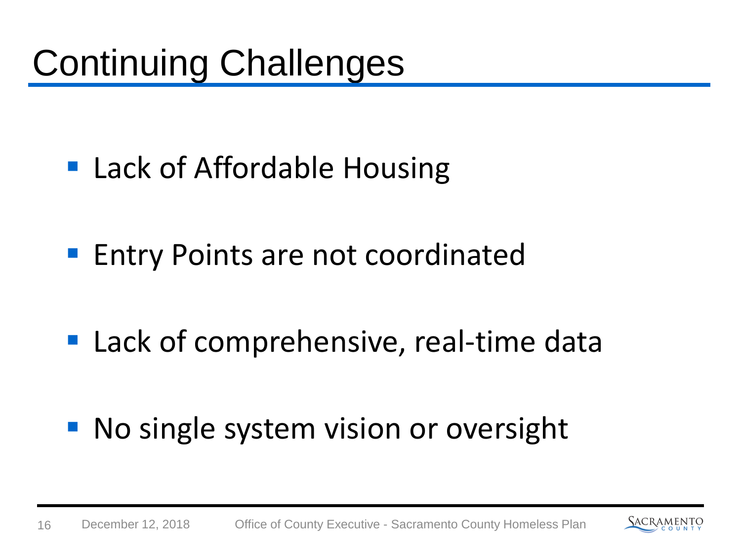# Continuing Challenges

- Lack of Affordable Housing
- Entry Points are not coordinated
- Lack of comprehensive, real-time data
- No single system vision or oversight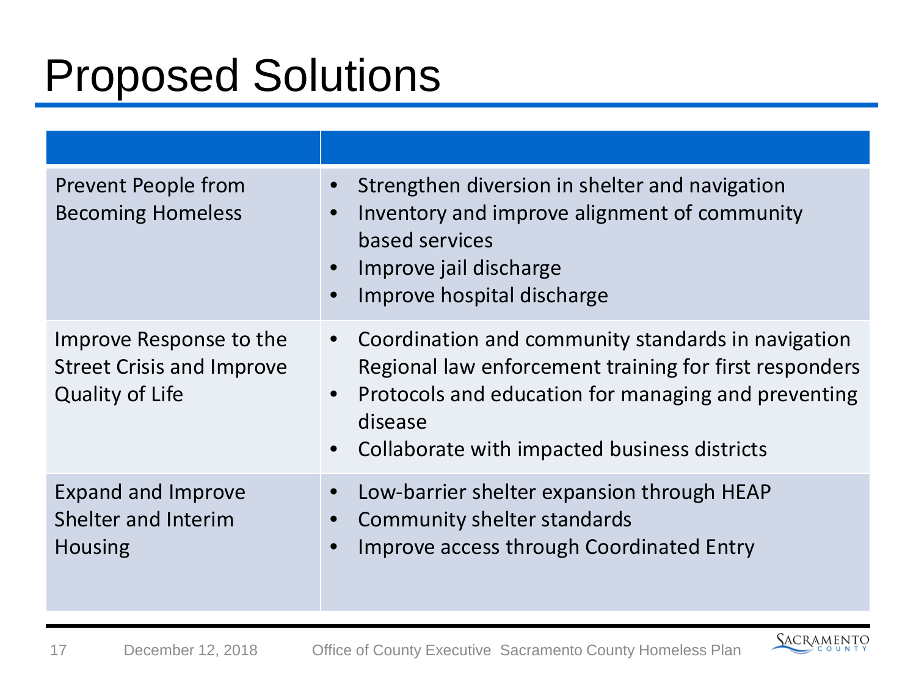# Proposed Solutions

| | |
|---|---|
| Prevent People from Becoming Homeless | • Strengthen diversion in shelter and navigation<br>• Inventory and improve alignment of community based services<br>• Improve jail discharge<br>• Improve hospital discharge |
| Improve Response to the Street Crisis and Improve Quality of Life | • Coordination and community standards in navigation Regional law enforcement training for first responders<br>• Protocols and education for managing and preventing disease<br>• Collaborate with impacted business districts |
| Expand and Improve Shelter and Interim Housing | • Low-barrier shelter expansion through HEAP<br>• Community shelter standards<br>• Improve access through Coordinated Entry |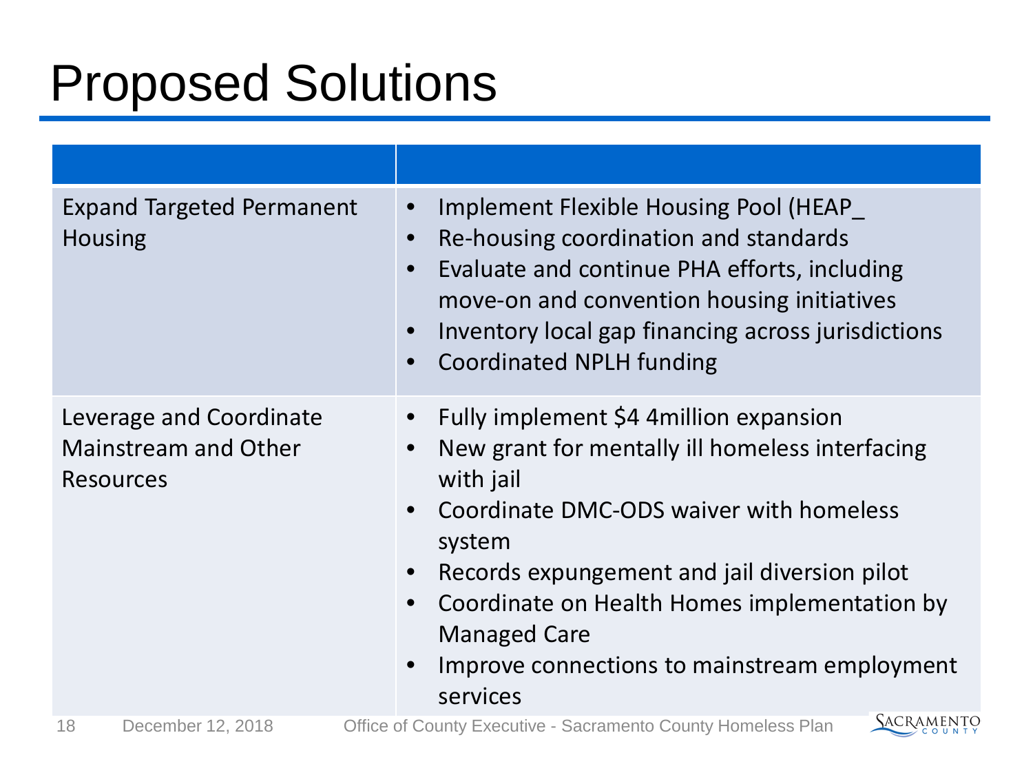# Proposed Solutions

| | |
|---|---|
| Expand Targeted Permanent Housing | • Implement Flexible Housing Pool (HEAP_<br>• Re-housing coordination and standards<br>• Evaluate and continue PHA efforts, including move-on and convention housing initiatives<br>• Inventory local gap financing across jurisdictions<br>• Coordinated NPLH funding |
| Leverage and Coordinate Mainstream and Other Resources | • Fully implement $4 4million expansion<br>• New grant for mentally ill homeless interfacing with jail<br>• Coordinate DMC-ODS waiver with homeless system<br>• Records expungement and jail diversion pilot<br>• Coordinate on Health Homes implementation by Managed Care<br>• Improve connections to mainstream employment services |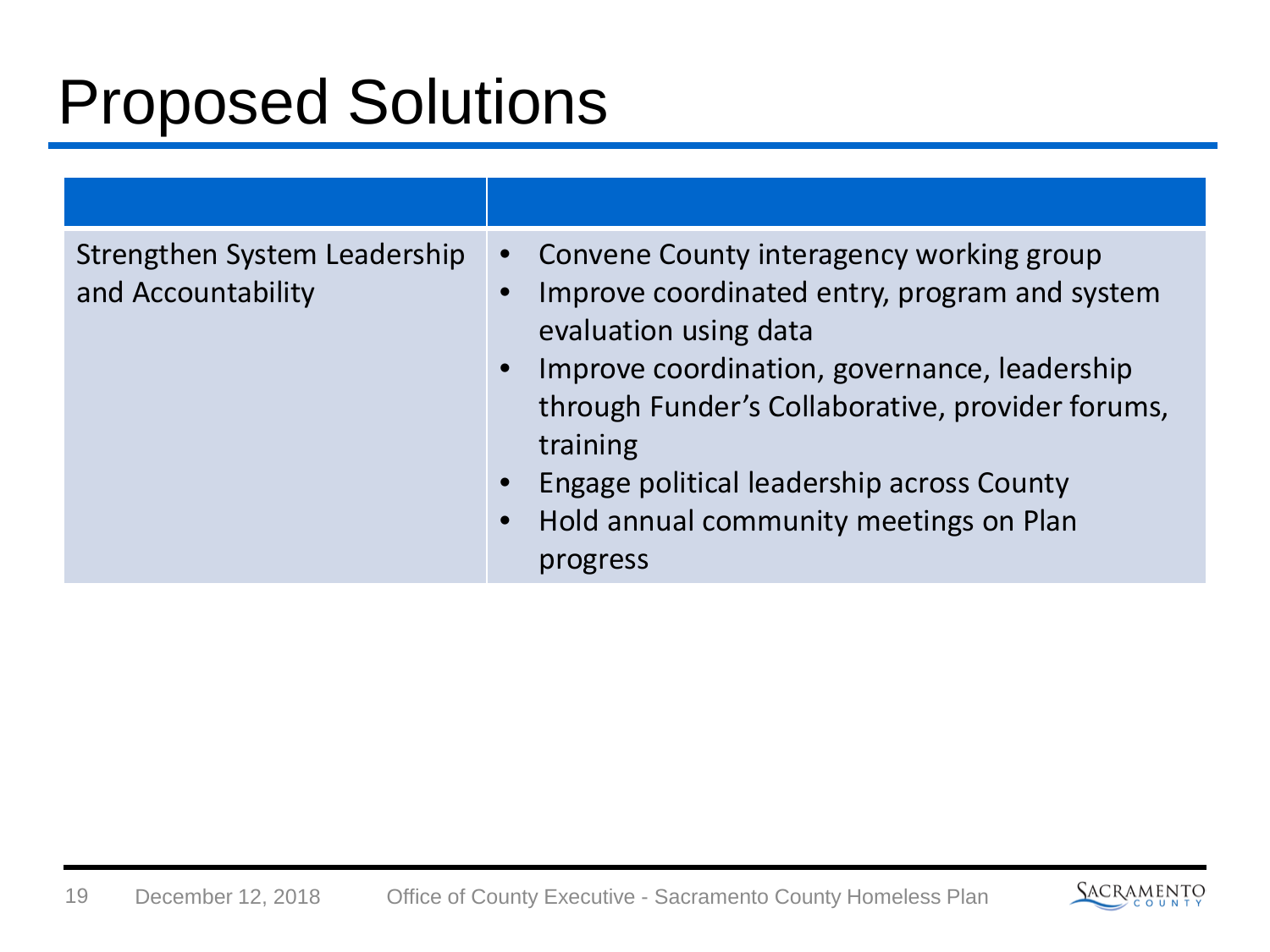# Proposed Solutions

| | |
|---|---|
| Strengthen System Leadership and Accountability | • Convene County interagency working group<br>• Improve coordinated entry, program and system evaluation using data<br>• Improve coordination, governance, leadership through Funder's Collaborative, provider forums, training<br>• Engage political leadership across County<br>• Hold annual community meetings on Plan progress |